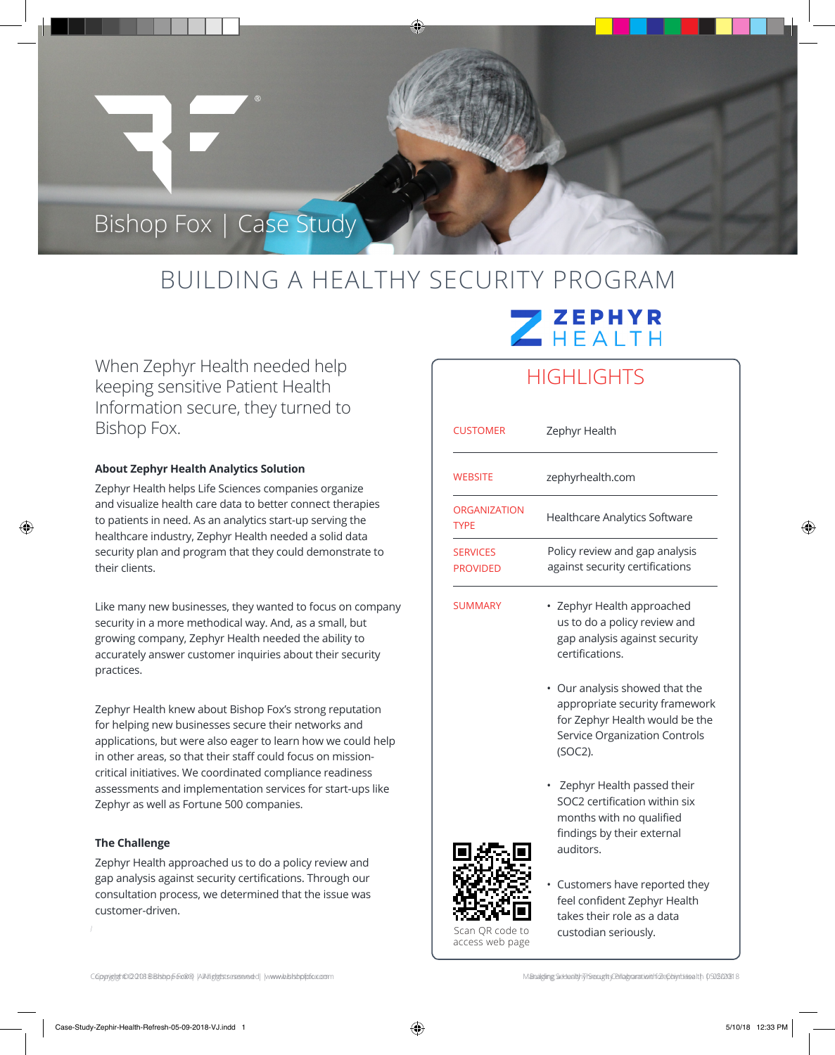Bishop Fox | Case Study

# BUILDING A HEALTHY SECURITY PROGRAM

When Zephyr Health needed help keeping sensitive Patient Health Information secure, they turned to Bishop Fox.

### About Zephyr Health Analytics Solution

Zephyr Health helps Life Sciences companies organize and visualize health care data to better connect therapies to patients in need. As an analytics start-up serving the healthcare industry, Zephyr Health needed a solid data security plan and program that they could demonstrate to their clients.

Like many new businesses, they wanted to focus on company security in a more methodical way. And, as a small, but growing company, Zephyr Health needed the ability to accurately answer customer inquiries about their security practices.

Zephyr Health knew about Bishop Fox's strong reputation for helping new businesses secure their networks and applications, but were also eager to learn how we could help in other areas, so that their staff could focus on mission-critical initiatives. We coordinated compliance readiness assessments and implementation services for start-ups like Zephyr as well as Fortune 500 companies.

### The Challenge

Zephyr Health approached us to do a policy review and gap analysis against security certifications. Through our consultation process, we determined that the issue was customer-driven.

## HIGHLIGHTS

| | |
|---|---|
| CUSTOMER | Zephyr Health |
| WEBSITE | zephyrhealth.com |
| ORGANIZATION TYPE | Healthcare Analytics Software |
| SERVICES PROVIDED | Policy review and gap analysis against security certifications |
| SUMMARY | • Zephyr Health approached us to do a policy review and gap analysis against security certifications.<br>• Our analysis showed that the appropriate security framework for Zephyr Health would be the Service Organization Controls (SOC2).<br>• Zephyr Health passed their SOC2 certification within six months with no qualified findings by their external auditors.<br>• Customers have reported they feel confident Zephyr Health takes their role as a data custodian seriously. |

Scan QR code to access web page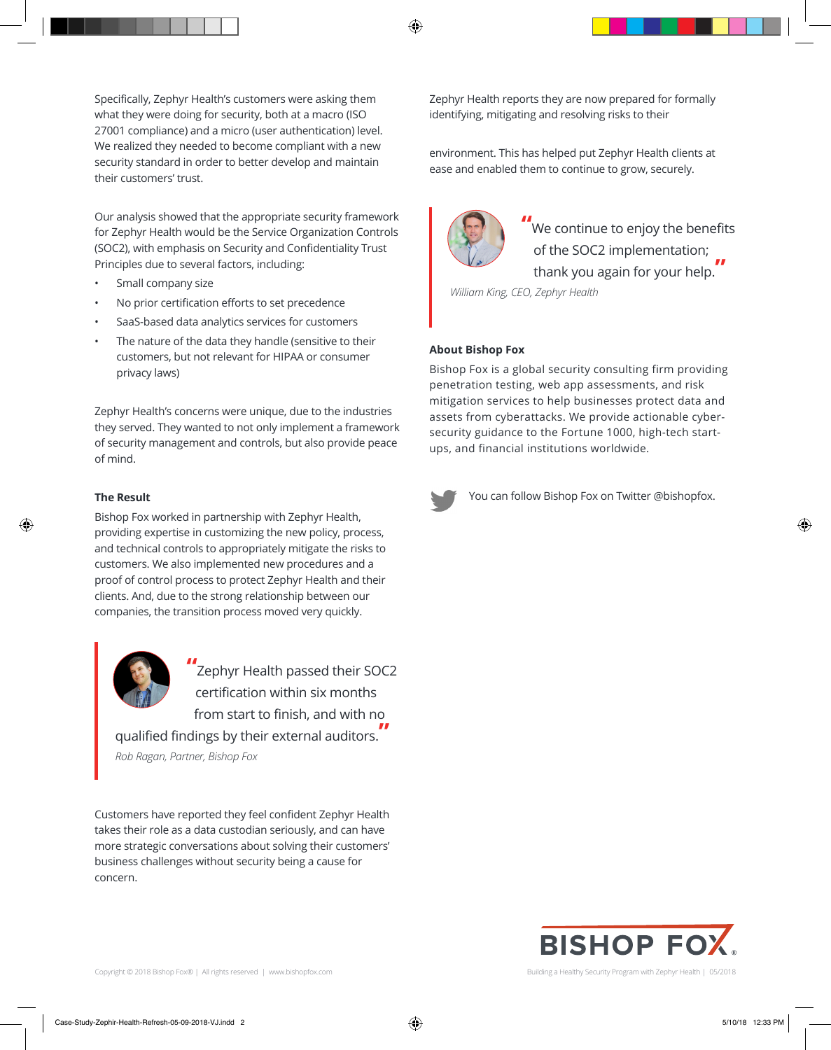Specifically, Zephyr Health's customers were asking them what they were doing for security, both at a macro (ISO 27001 compliance) and a micro (user authentication) level. We realized they needed to become compliant with a new security standard in order to better develop and maintain their customers' trust.

Our analysis showed that the appropriate security framework for Zephyr Health would be the Service Organization Controls (SOC2), with emphasis on Security and Confidentiality Trust Principles due to several factors, including:

- Small company size
- No prior certification efforts to set precedence
- SaaS-based data analytics services for customers
- The nature of the data they handle (sensitive to their customers, but not relevant for HIPAA or consumer privacy laws)

Zephyr Health's concerns were unique, due to the industries they served. They wanted to not only implement a framework of security management and controls, but also provide peace of mind.

**The Result**

Bishop Fox worked in partnership with Zephyr Health, providing expertise in customizing the new policy, process, and technical controls to appropriately mitigate the risks to customers. We also implemented new procedures and a proof of control process to protect Zephyr Health and their clients. And, due to the strong relationship between our companies, the transition process moved very quickly.

> "Zephyr Health passed their SOC2 certification within six months from start to finish, and with no qualified findings by their external auditors."
>
> *Rob Ragan, Partner, Bishop Fox*

Customers have reported they feel confident Zephyr Health takes their role as a data custodian seriously, and can have more strategic conversations about solving their customers' business challenges without security being a cause for concern.

Zephyr Health reports they are now prepared for formally identifying, mitigating and resolving risks to their environment. This has helped put Zephyr Health clients at ease and enabled them to continue to grow, securely.

> "We continue to enjoy the benefits of the SOC2 implementation; thank you again for your help."
>
> *William King, CEO, Zephyr Health*

**About Bishop Fox**

Bishop Fox is a global security consulting firm providing penetration testing, web app assessments, and risk mitigation services to help businesses protect data and assets from cyberattacks. We provide actionable cyber-security guidance to the Fortune 1000, high-tech start-ups, and financial institutions worldwide.

You can follow Bishop Fox on Twitter @bishopfox.

BISHOP FOX®

Copyright © 2018 Bishop Fox® | All rights reserved | www.bishopfox.com

Building a Healthy Security Program with Zephyr Health | 05/2018